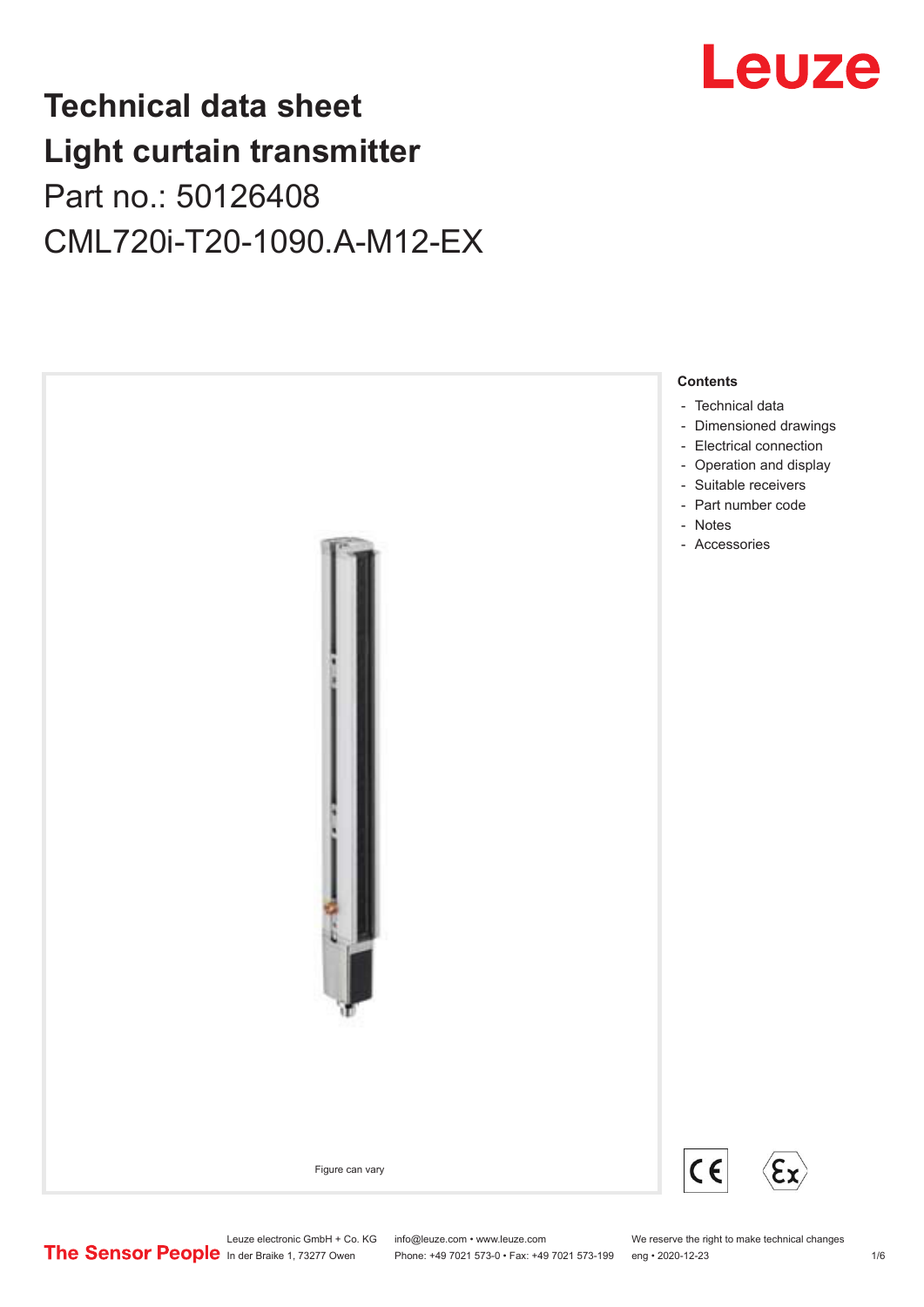# Technical data sheet
# Light curtain transmitter
## Part no.: 50126408
## CML720i-T20-1090.A-M12-EX

Figure can vary

**Contents**

- Technical data
- Dimensioned drawings
- Electrical connection
- Operation and display
- Suitable receivers
- Part number code
- Notes
- Accessories

The Sensor People

Leuze electronic GmbH + Co. KG
In der Braike 1, 73277 Owen

info@leuze.com • www.leuze.com
Phone: +49 7021 573-0 • Fax: +49 7021 573-199

We reserve the right to make technical changes
eng • 2020-12-23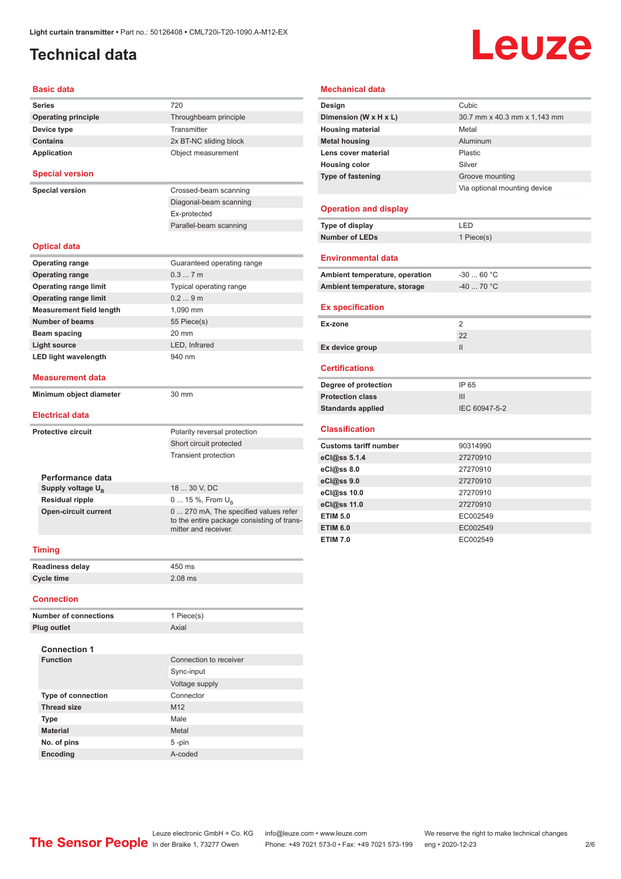# Technical data

## Basic data

| | |
|---|---|
| **Series** | 720 |
| **Operating principle** | Throughbeam principle |
| **Device type** | Transmitter |
| **Contains** | 2x BT-NC sliding block |
| **Application** | Object measurement |

## Special version

| | |
|---|---|
| **Special version** | Crossed-beam scanning |
| | Diagonal-beam scanning |
| | Ex-protected |
| | Parallel-beam scanning |

## Optical data

| | |
|---|---|
| **Operating range** | Guaranteed operating range |
| **Operating range** | 0.3 ... 7 m |
| **Operating range limit** | Typical operating range |
| **Operating range limit** | 0.2 ... 9 m |
| **Measurement field length** | 1,090 mm |
| **Number of beams** | 55 Piece(s) |
| **Beam spacing** | 20 mm |
| **Light source** | LED, Infrared |
| **LED light wavelength** | 940 nm |

## Measurement data

| | |
|---|---|
| **Minimum object diameter** | 30 mm |

## Electrical data

| | |
|---|---|
| **Protective circuit** | Polarity reversal protection |
| | Short circuit protected |
| | Transient protection |

### Performance data

| | |
|---|---|
| **Supply voltage $U_B$** | 18 ... 30 V, DC |
| **Residual ripple** | 0 ... 15 %, From $U_B$ |
| **Open-circuit current** | 0 ... 270 mA, The specified values refer to the entire package consisting of transmitter and receiver. |

## Timing

| | |
|---|---|
| **Readiness delay** | 450 ms |
| **Cycle time** | 2.08 ms |

## Connection

| | |
|---|---|
| **Number of connections** | 1 Piece(s) |
| **Plug outlet** | Axial |

### Connection 1

| | |
|---|---|
| **Function** | Connection to receiver |
| | Sync-input |
| | Voltage supply |
| **Type of connection** | Connector |
| **Thread size** | M12 |
| **Type** | Male |
| **Material** | Metal |
| **No. of pins** | 5 -pin |
| **Encoding** | A-coded |

## Mechanical data

| | |
|---|---|
| **Design** | Cubic |
| **Dimension (W x H x L)** | 30.7 mm x 40.3 mm x 1,143 mm |
| **Housing material** | Metal |
| **Metal housing** | Aluminum |
| **Lens cover material** | Plastic |
| **Housing color** | Silver |
| **Type of fastening** | Groove mounting |
| | Via optional mounting device |

## Operation and display

| | |
|---|---|
| **Type of display** | LED |
| **Number of LEDs** | 1 Piece(s) |

## Environmental data

| | |
|---|---|
| **Ambient temperature, operation** | -30 ... 60 °C |
| **Ambient temperature, storage** | -40 ... 70 °C |

## Ex specification

| | |
|---|---|
| **Ex-zone** | 2 |
| | 22 |
| **Ex device group** | II |

## Certifications

| | |
|---|---|
| **Degree of protection** | IP 65 |
| **Protection class** | III |
| **Standards applied** | IEC 60947-5-2 |

## Classification

| | |
|---|---|
| **Customs tariff number** | 90314990 |
| **eCl@ss 5.1.4** | 27270910 |
| **eCl@ss 8.0** | 27270910 |
| **eCl@ss 9.0** | 27270910 |
| **eCl@ss 10.0** | 27270910 |
| **eCl@ss 11.0** | 27270910 |
| **ETIM 5.0** | EC002549 |
| **ETIM 6.0** | EC002549 |
| **ETIM 7.0** | EC002549 |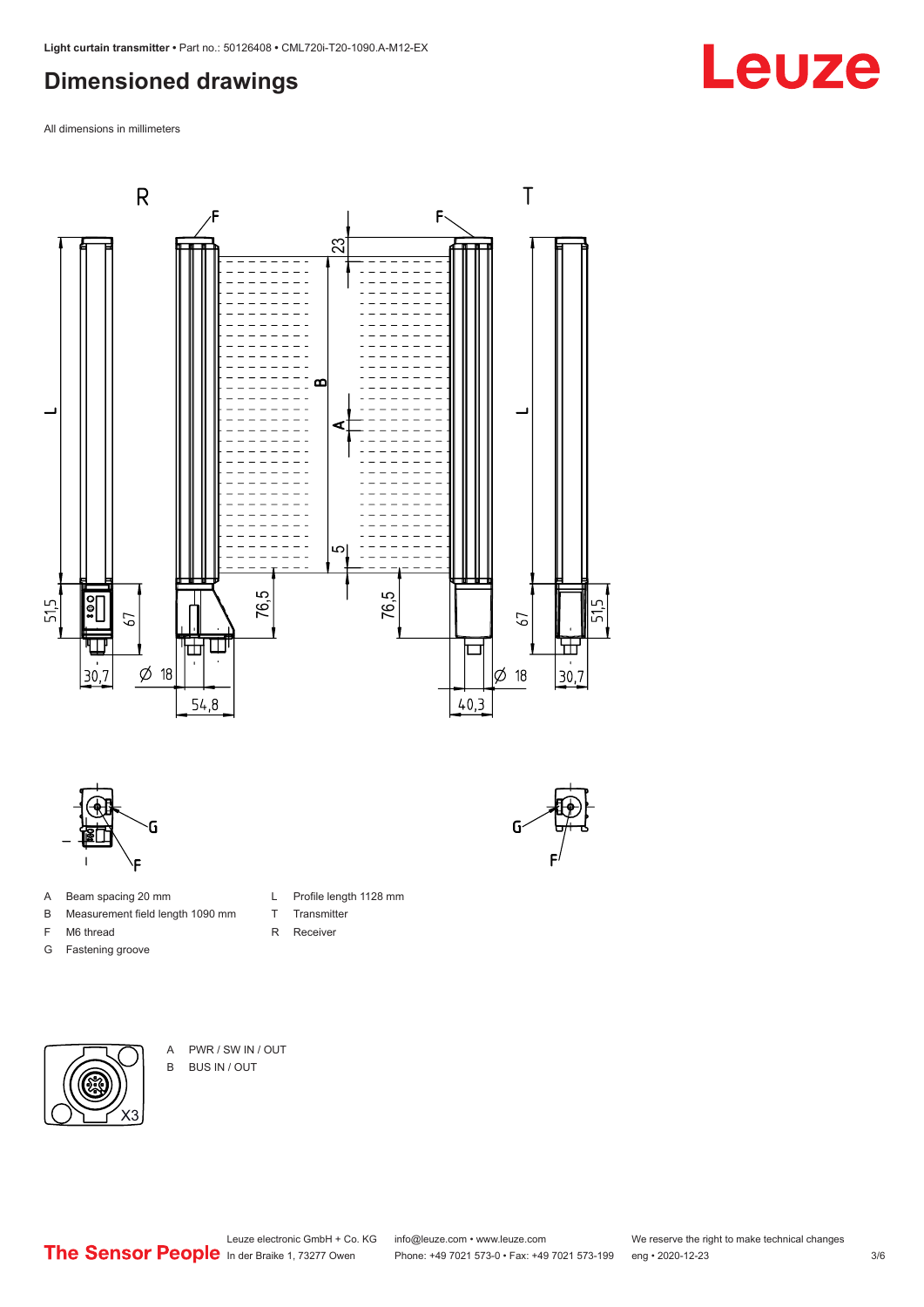# Dimensioned drawings

All dimensions in millimeters

A Beam spacing 20 mm

B Measurement field length 1090 mm

F M6 thread

G Fastening groove

L Profile length 1128 mm

T Transmitter

R Receiver

A PWR / SW IN / OUT

B BUS IN / OUT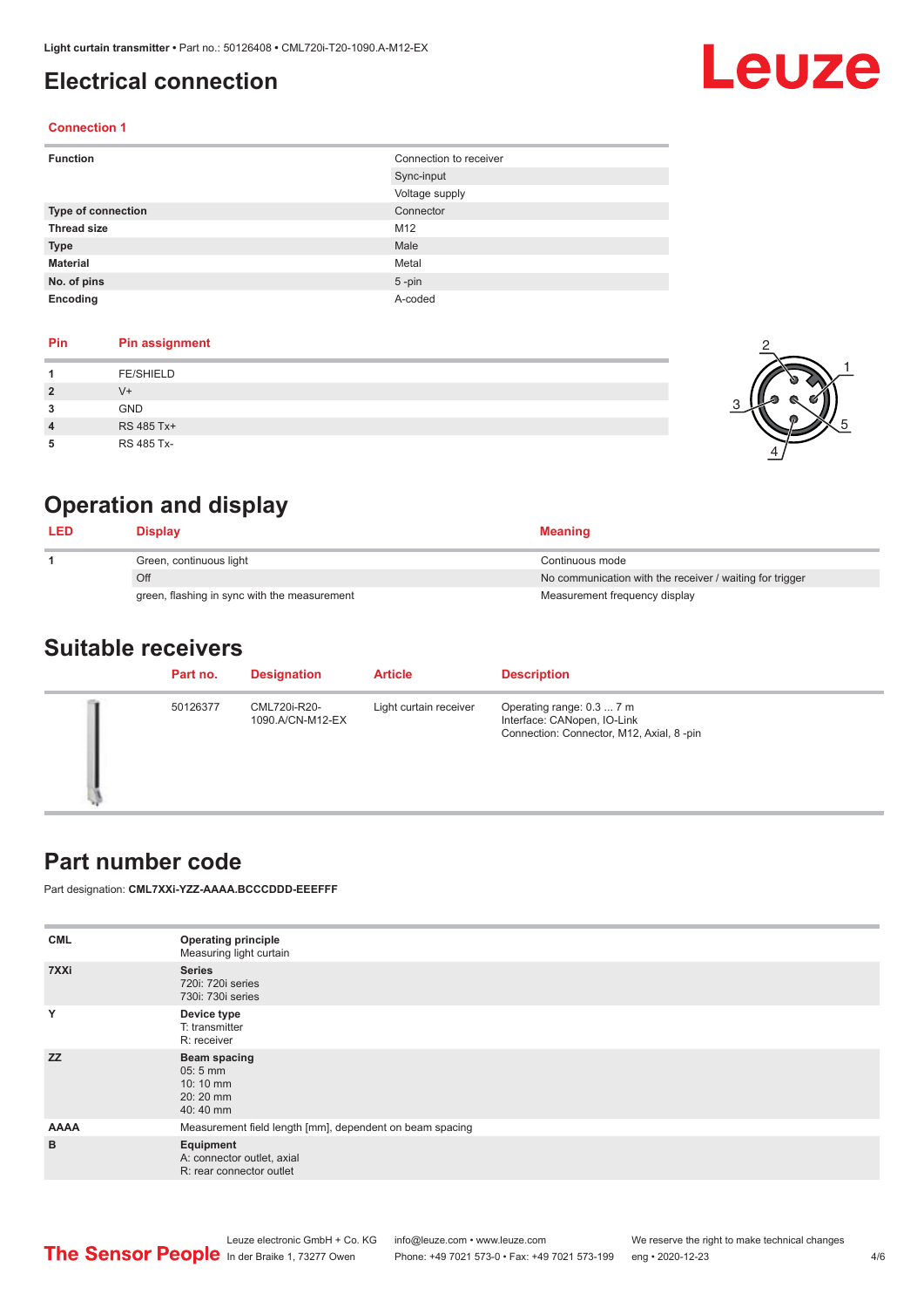# Electrical connection

## Connection 1

| | |
|---|---|
| **Function** | Connection to receiver |
| | Sync-input |
| | Voltage supply |
| **Type of connection** | Connector |
| **Thread size** | M12 |
| **Type** | Male |
| **Material** | Metal |
| **No. of pins** | 5 -pin |
| **Encoding** | A-coded |

| Pin | Pin assignment |
|---|---|
| **1** | FE/SHIELD |
| **2** | V+ |
| **3** | GND |
| **4** | RS 485 Tx+ |
| **5** | RS 485 Tx- |

# Operation and display

| LED | Display | Meaning |
|---|---|---|
| **1** | Green, continuous light | Continuous mode |
| | Off | No communication with the receiver / waiting for trigger |
| | green, flashing in sync with the measurement | Measurement frequency display |

# Suitable receivers

| | Part no. | Designation | Article | Description |
|---|---|---|---|---|
| | 50126377 | CML720i-R20-1090.A/CN-M12-EX | Light curtain receiver | Operating range: 0.3 ... 7 m<br>Interface: CANopen, IO-Link<br>Connection: Connector, M12, Axial, 8 -pin |

# Part number code

Part designation: **CML7XXi-YZZ-AAAA.BCCCDDD-EEEFFF**

| | |
|---|---|
| **CML** | **Operating principle**<br>Measuring light curtain |
| **7XXi** | **Series**<br>720i: 720i series<br>730i: 730i series |
| **Y** | **Device type**<br>T: transmitter<br>R: receiver |
| **ZZ** | **Beam spacing**<br>05: 5 mm<br>10: 10 mm<br>20: 20 mm<br>40: 40 mm |
| **AAAA** | Measurement field length [mm], dependent on beam spacing |
| **B** | **Equipment**<br>A: connector outlet, axial<br>R: rear connector outlet |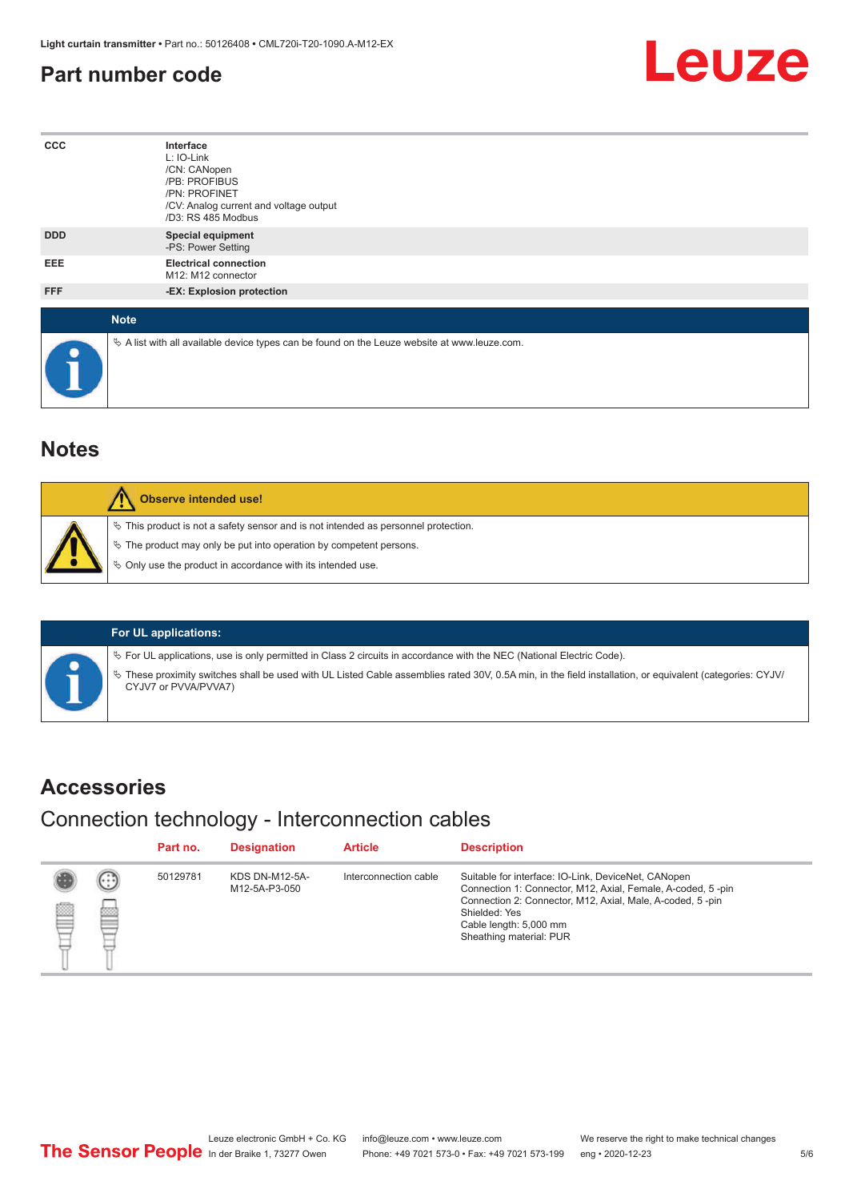## Part number code

| | |
|---|---|
| CCC | **Interface**<br>L: IO-Link<br>/CN: CANopen<br>/PB: PROFIBUS<br>/PN: PROFINET<br>/CV: Analog current and voltage output<br>/D3: RS 485 Modbus |
| DDD | **Special equipment**<br>-PS: Power Setting |
| EEE | **Electrical connection**<br>M12: M12 connector |
| FFF | **-EX: Explosion protection** |

**Note**

↳ A list with all available device types can be found on the Leuze website at www.leuze.com.

## Notes

**Observe intended use!**

↳ This product is not a safety sensor and is not intended as personnel protection.

↳ The product may only be put into operation by competent persons.

↳ Only use the product in accordance with its intended use.

**For UL applications:**

↳ For UL applications, use is only permitted in Class 2 circuits in accordance with the NEC (National Electric Code).

↳ These proximity switches shall be used with UL Listed Cable assemblies rated 30V, 0.5A min, in the field installation, or equivalent (categories: CYJV/CYJV7 or PVVA/PVVA7)

## Accessories

### Connection technology - Interconnection cables

| | Part no. | Designation | Article | Description |
|---|---|---|---|---|
| | 50129781 | KDS DN-M12-5A-M12-5A-P3-050 | Interconnection cable | Suitable for interface: IO-Link, DeviceNet, CANopen<br>Connection 1: Connector, M12, Axial, Female, A-coded, 5 -pin<br>Connection 2: Connector, M12, Axial, Male, A-coded, 5 -pin<br>Shielded: Yes<br>Cable length: 5,000 mm<br>Sheathing material: PUR |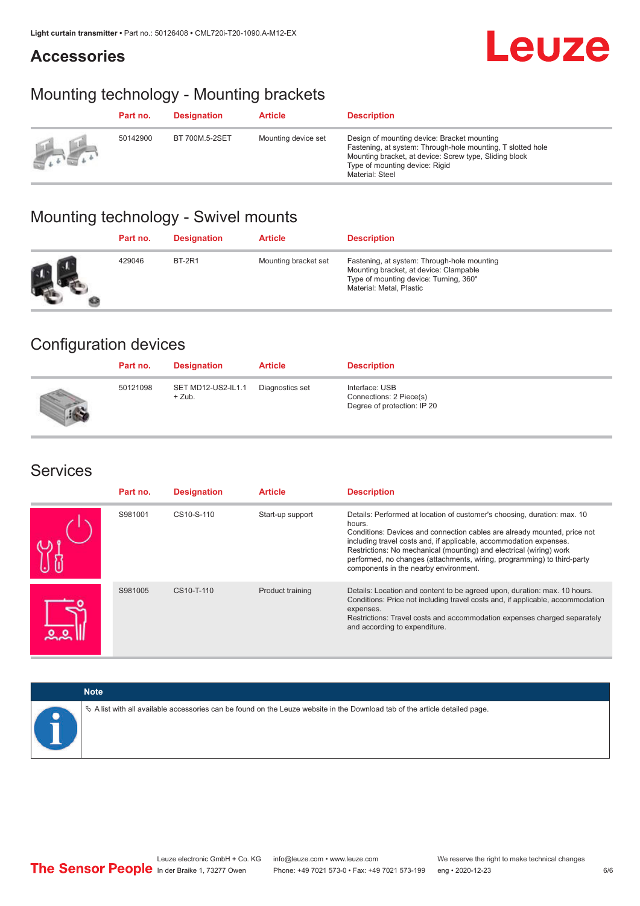## Accessories

### Mounting technology - Mounting brackets

| | Part no. | Designation | Article | Description |
|---|---|---|---|---|
| | 50142900 | BT 700M.5-2SET | Mounting device set | Design of mounting device: Bracket mounting<br>Fastening, at system: Through-hole mounting, T slotted hole<br>Mounting bracket, at device: Screw type, Sliding block<br>Type of mounting device: Rigid<br>Material: Steel |

### Mounting technology - Swivel mounts

| | Part no. | Designation | Article | Description |
|---|---|---|---|---|
| | 429046 | BT-2R1 | Mounting bracket set | Fastening, at system: Through-hole mounting<br>Mounting bracket, at device: Clampable<br>Type of mounting device: Turning, 360°<br>Material: Metal, Plastic |

### Configuration devices

| | Part no. | Designation | Article | Description |
|---|---|---|---|---|
| | 50121098 | SET MD12-US2-IL1.1 + Zub. | Diagnostics set | Interface: USB<br>Connections: 2 Piece(s)<br>Degree of protection: IP 20 |

### Services

| | Part no. | Designation | Article | Description |
|---|---|---|---|---|
| | S981001 | CS10-S-110 | Start-up support | Details: Performed at location of customer's choosing, duration: max. 10 hours.<br>Conditions: Devices and connection cables are already mounted, price not including travel costs and, if applicable, accommodation expenses.<br>Restrictions: No mechanical (mounting) and electrical (wiring) work performed, no changes (attachments, wiring, programming) to third-party components in the nearby environment. |
| | S981005 | CS10-T-110 | Product training | Details: Location and content to be agreed upon, duration: max. 10 hours.<br>Conditions: Price not including travel costs and, if applicable, accommodation expenses.<br>Restrictions: Travel costs and accommodation expenses charged separately and according to expenditure. |

**Note**

↳ A list with all available accessories can be found on the Leuze website in the Download tab of the article detailed page.